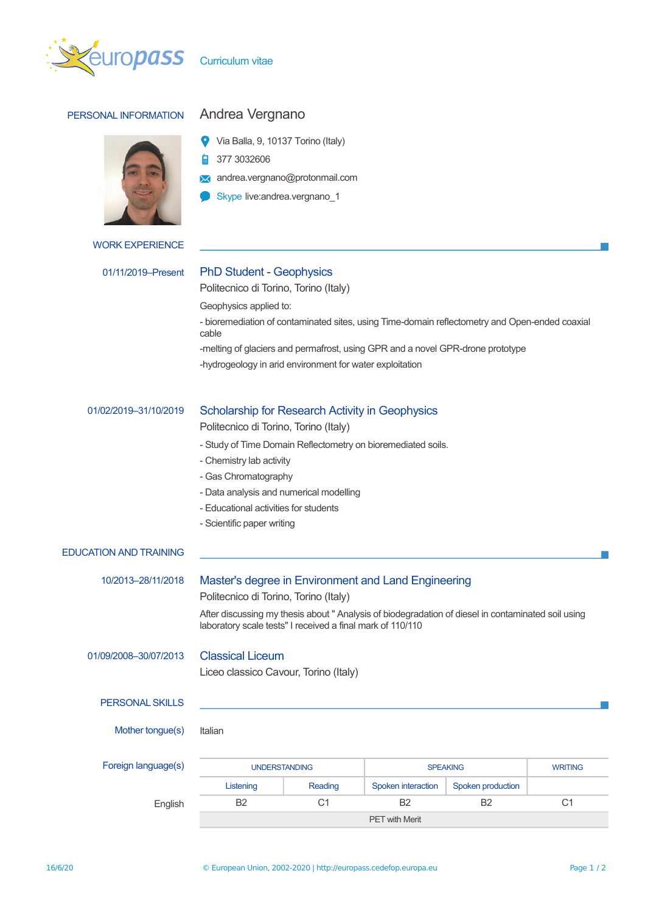# Curriculum vitae

## PERSONAL INFORMATION

**Andrea Vergnano**

- Via Balla, 9, 10137 Torino (Italy)
- 377 3032606
- andrea.vergnano@protonmail.com
- Skype live:andrea.vergnano_1

## WORK EXPERIENCE

**01/11/2019–Present**

### PhD Student - Geophysics

Politecnico di Torino, Torino (Italy)

Geophysics applied to:

- bioremediation of contaminated sites, using Time-domain reflectometry and Open-ended coaxial cable

-melting of glaciers and permafrost, using GPR and a novel GPR-drone prototype

-hydrogeology in arid environment for water exploitation

**01/02/2019–31/10/2019**

### Scholarship for Research Activity in Geophysics

Politecnico di Torino, Torino (Italy)

- Study of Time Domain Reflectometry on bioremediated soils.
- Chemistry lab activity
- Gas Chromatography
- Data analysis and numerical modelling
- Educational activities for students
- Scientific paper writing

## EDUCATION AND TRAINING

**10/2013–28/11/2018**

### Master's degree in Environment and Land Engineering

Politecnico di Torino, Torino (Italy)

After discussing my thesis about " Analysis of biodegradation of diesel in contaminated soil using laboratory scale tests" I received a final mark of 110/110

**01/09/2008–30/07/2013**

### Classical Liceum

Liceo classico Cavour, Torino (Italy)

## PERSONAL SKILLS

**Mother tongue(s)**: Italian

**Foreign language(s)**

| | UNDERSTANDING | | SPEAKING | | WRITING |
|---|---|---|---|---|---|
| | Listening | Reading | Spoken interaction | Spoken production | |
| English | B2 | C1 | B2 | B2 | C1 |
| | PET with Merit | | | | |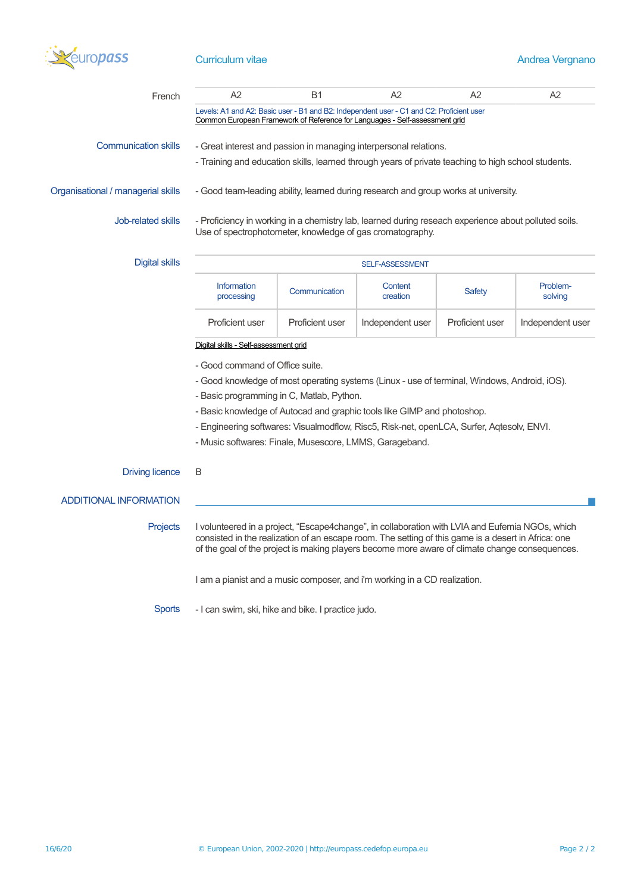| | | | | | |
|---|---|---|---|---|---|
| French | A2 | B1 | A2 | A2 | A2 |

Levels: A1 and A2: Basic user - B1 and B2: Independent user - C1 and C2: Proficient user
Common European Framework of Reference for Languages - Self-assessment grid

**Communication skills**

- Great interest and passion in managing interpersonal relations.
- Training and education skills, learned through years of private teaching to high school students.

**Organisational / managerial skills**

- Good team-leading ability, learned during research and group works at university.

**Job-related skills**

- Proficiency in working in a chemistry lab, learned during reseach experience about polluted soils. Use of spectrophotometer, knowledge of gas cromatography.

**Digital skills**

| SELF-ASSESSMENT | | | | |
|---|---|---|---|---|
| Information processing | Communication | Content creation | Safety | Problem-solving |
| Proficient user | Proficient user | Independent user | Proficient user | Independent user |

Digital skills - Self-assessment grid

- Good command of Office suite.
- Good knowledge of most operating systems (Linux - use of terminal, Windows, Android, iOS).
- Basic programming in C, Matlab, Python.
- Basic knowledge of Autocad and graphic tools like GIMP and photoshop.
- Engineering softwares: Visualmodflow, Risc5, Risk-net, openLCA, Surfer, Aqtesolv, ENVI.
- Music softwares: Finale, Musescore, LMMS, Garageband.

**Driving licence**

B

## ADDITIONAL INFORMATION

**Projects**

I volunteered in a project, “Escape4change”, in collaboration with LVIA and Eufemia NGOs, which consisted in the realization of an escape room. The setting of this game is a desert in Africa: one of the goal of the project is making players become more aware of climate change consequences.

I am a pianist and a music composer, and i'm working in a CD realization.

**Sports**

- I can swim, ski, hike and bike. I practice judo.